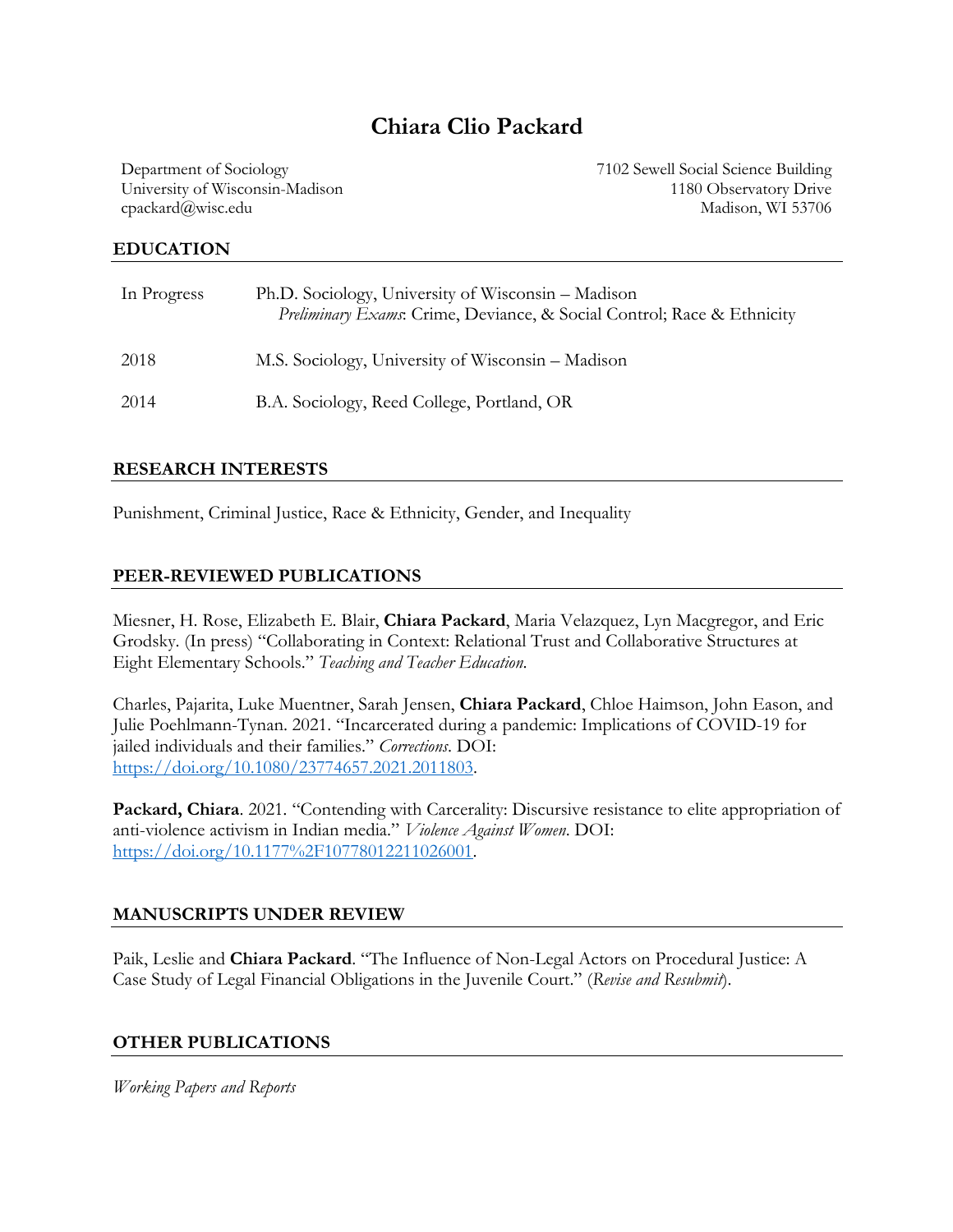# Chiara Clio Packard

Department of Sociology
University of Wisconsin-Madison
cpackard@wisc.edu

7102 Sewell Social Science Building
1180 Observatory Drive
Madison, WI 53706

## EDUCATION

| | |
|---|---|
| In Progress | Ph.D. Sociology, University of Wisconsin – Madison<br>*Preliminary Exams*: Crime, Deviance, & Social Control; Race & Ethnicity |
| 2018 | M.S. Sociology, University of Wisconsin – Madison |
| 2014 | B.A. Sociology, Reed College, Portland, OR |

## RESEARCH INTERESTS

Punishment, Criminal Justice, Race & Ethnicity, Gender, and Inequality

## PEER-REVIEWED PUBLICATIONS

Miesner, H. Rose, Elizabeth E. Blair, **Chiara Packard**, Maria Velazquez, Lyn Macgregor, and Eric Grodsky. (In press) "Collaborating in Context: Relational Trust and Collaborative Structures at Eight Elementary Schools." *Teaching and Teacher Education.*

Charles, Pajarita, Luke Muentner, Sarah Jensen, **Chiara Packard**, Chloe Haimson, John Eason, and Julie Poehlmann-Tynan. 2021. "Incarcerated during a pandemic: Implications of COVID-19 for jailed individuals and their families." *Corrections*. DOI: https://doi.org/10.1080/23774657.2021.2011803.

**Packard, Chiara**. 2021. "Contending with Carcerality: Discursive resistance to elite appropriation of anti-violence activism in Indian media." *Violence Against Women*. DOI: https://doi.org/10.1177%2F10778012211026001.

## MANUSCRIPTS UNDER REVIEW

Paik, Leslie and **Chiara Packard**. "The Influence of Non-Legal Actors on Procedural Justice: A Case Study of Legal Financial Obligations in the Juvenile Court." (*Revise and Resubmit*).

## OTHER PUBLICATIONS

*Working Papers and Reports*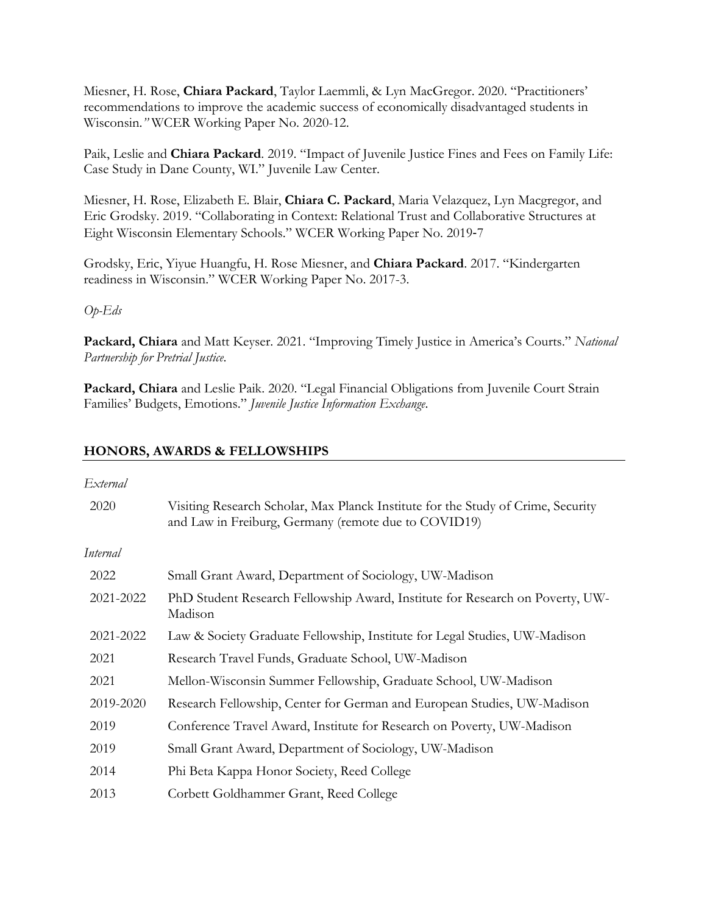Miesner, H. Rose, **Chiara Packard**, Taylor Laemmli, & Lyn MacGregor. 2020. "Practitioners' recommendations to improve the academic success of economically disadvantaged students in Wisconsin.*"* WCER Working Paper No. 2020-12.

Paik, Leslie and **Chiara Packard**. 2019. "Impact of Juvenile Justice Fines and Fees on Family Life: Case Study in Dane County, WI." Juvenile Law Center.

Miesner, H. Rose, Elizabeth E. Blair, **Chiara C. Packard**, Maria Velazquez, Lyn Macgregor, and Eric Grodsky. 2019. "Collaborating in Context: Relational Trust and Collaborative Structures at Eight Wisconsin Elementary Schools." WCER Working Paper No. 2019-7

Grodsky, Eric, Yiyue Huangfu, H. Rose Miesner, and **Chiara Packard**. 2017. "Kindergarten readiness in Wisconsin." WCER Working Paper No. 2017-3.

*Op-Eds*

**Packard, Chiara** and Matt Keyser. 2021. "Improving Timely Justice in America's Courts." *National Partnership for Pretrial Justice.*

**Packard, Chiara** and Leslie Paik. 2020. "Legal Financial Obligations from Juvenile Court Strain Families' Budgets, Emotions." *Juvenile Justice Information Exchange.*

## HONORS, AWARDS & FELLOWSHIPS

*External*

| | |
|---|---|
| 2020 | Visiting Research Scholar, Max Planck Institute for the Study of Crime, Security and Law in Freiburg, Germany (remote due to COVID19) |

*Internal*

| | |
|---|---|
| 2022 | Small Grant Award, Department of Sociology, UW-Madison |
| 2021-2022 | PhD Student Research Fellowship Award, Institute for Research on Poverty, UW-Madison |
| 2021-2022 | Law & Society Graduate Fellowship, Institute for Legal Studies, UW-Madison |
| 2021 | Research Travel Funds, Graduate School, UW-Madison |
| 2021 | Mellon-Wisconsin Summer Fellowship, Graduate School, UW-Madison |
| 2019-2020 | Research Fellowship, Center for German and European Studies, UW-Madison |
| 2019 | Conference Travel Award, Institute for Research on Poverty, UW-Madison |
| 2019 | Small Grant Award, Department of Sociology, UW-Madison |
| 2014 | Phi Beta Kappa Honor Society, Reed College |
| 2013 | Corbett Goldhammer Grant, Reed College |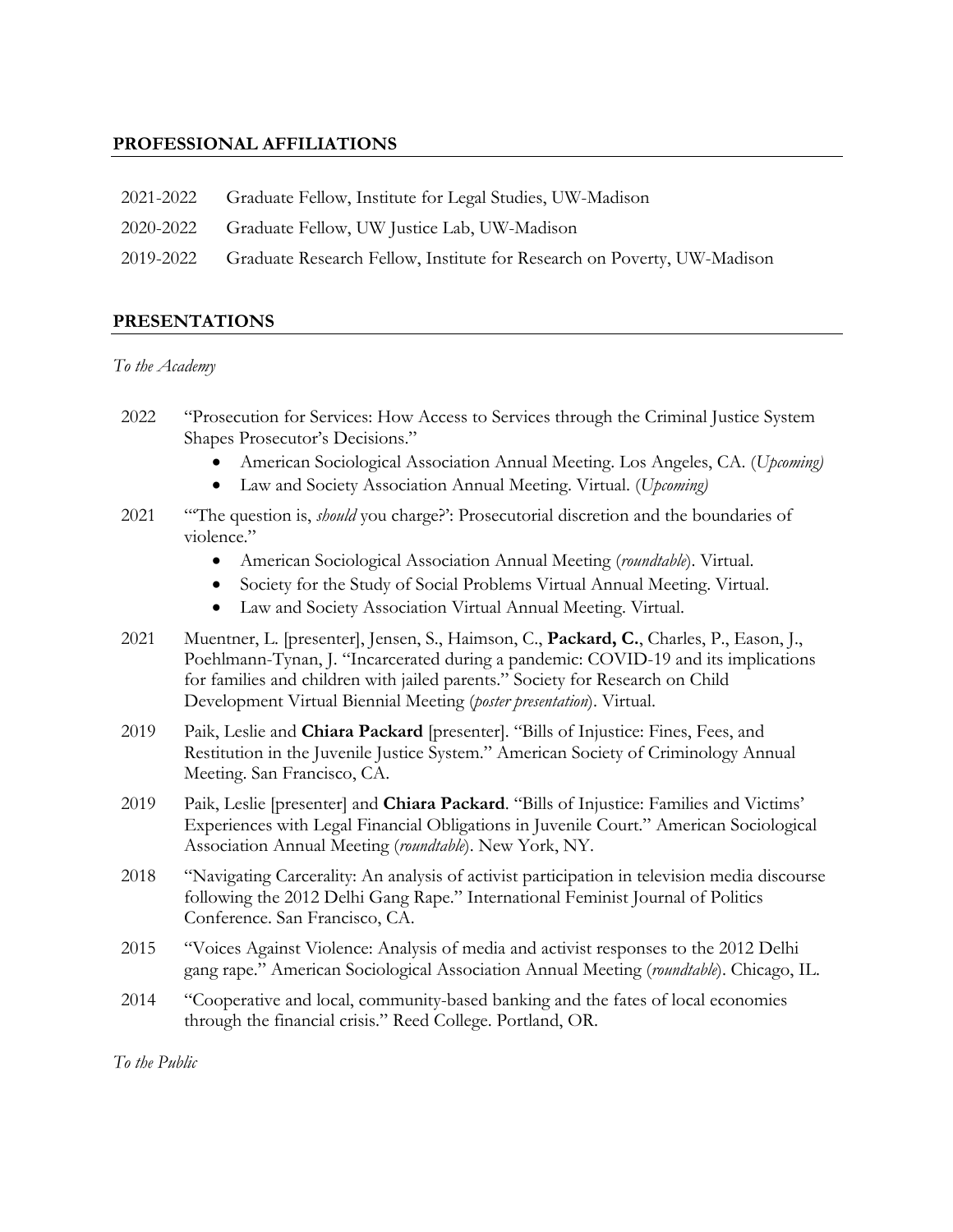## PROFESSIONAL AFFILIATIONS

2021-2022 Graduate Fellow, Institute for Legal Studies, UW-Madison

2020-2022 Graduate Fellow, UW Justice Lab, UW-Madison

2019-2022 Graduate Research Fellow, Institute for Research on Poverty, UW-Madison

## PRESENTATIONS

*To the Academy*

2022 "Prosecution for Services: How Access to Services through the Criminal Justice System Shapes Prosecutor's Decisions."

- American Sociological Association Annual Meeting. Los Angeles, CA. (*Upcoming*)
- Law and Society Association Annual Meeting. Virtual. (*Upcoming*)

2021 "'The question is, *should* you charge?': Prosecutorial discretion and the boundaries of violence."

- American Sociological Association Annual Meeting (*roundtable*). Virtual.
- Society for the Study of Social Problems Virtual Annual Meeting. Virtual.
- Law and Society Association Virtual Annual Meeting. Virtual.

2021 Muentner, L. [presenter], Jensen, S., Haimson, C., **Packard, C.**, Charles, P., Eason, J., Poehlmann-Tynan, J. "Incarcerated during a pandemic: COVID-19 and its implications for families and children with jailed parents." Society for Research on Child Development Virtual Biennial Meeting (*poster presentation*). Virtual.

2019 Paik, Leslie and **Chiara Packard** [presenter]. "Bills of Injustice: Fines, Fees, and Restitution in the Juvenile Justice System." American Society of Criminology Annual Meeting. San Francisco, CA.

2019 Paik, Leslie [presenter] and **Chiara Packard**. "Bills of Injustice: Families and Victims' Experiences with Legal Financial Obligations in Juvenile Court." American Sociological Association Annual Meeting (*roundtable*). New York, NY.

2018 "Navigating Carcerality: An analysis of activist participation in television media discourse following the 2012 Delhi Gang Rape." International Feminist Journal of Politics Conference. San Francisco, CA.

2015 "Voices Against Violence: Analysis of media and activist responses to the 2012 Delhi gang rape." American Sociological Association Annual Meeting (*roundtable*). Chicago, IL.

2014 "Cooperative and local, community-based banking and the fates of local economies through the financial crisis." Reed College. Portland, OR.

*To the Public*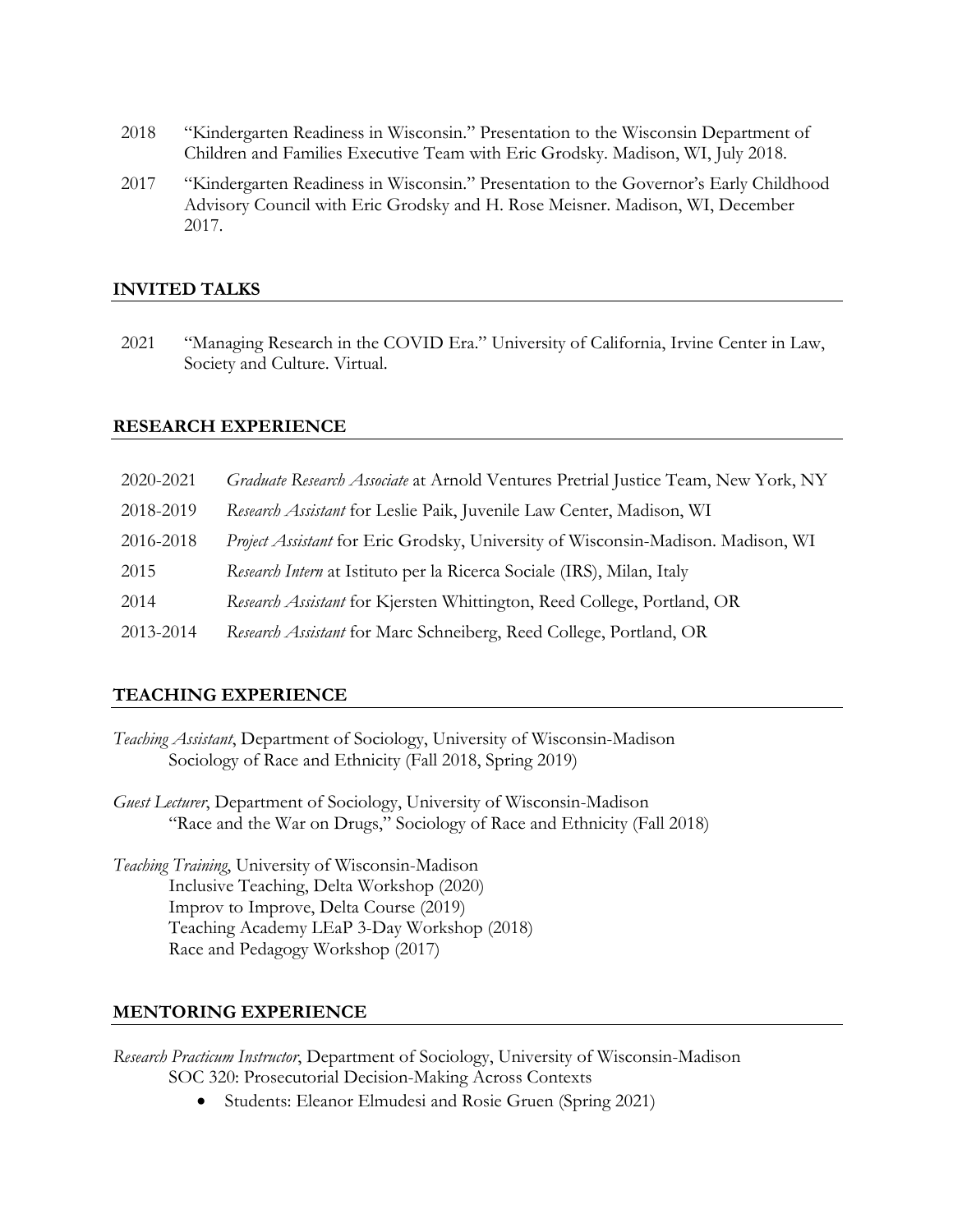2018 "Kindergarten Readiness in Wisconsin." Presentation to the Wisconsin Department of Children and Families Executive Team with Eric Grodsky. Madison, WI, July 2018.

2017 "Kindergarten Readiness in Wisconsin." Presentation to the Governor's Early Childhood Advisory Council with Eric Grodsky and H. Rose Meisner. Madison, WI, December 2017.

## INVITED TALKS

2021 "Managing Research in the COVID Era." University of California, Irvine Center in Law, Society and Culture. Virtual.

## RESEARCH EXPERIENCE

2020-2021 *Graduate Research Associate* at Arnold Ventures Pretrial Justice Team, New York, NY

2018-2019 *Research Assistant* for Leslie Paik, Juvenile Law Center, Madison, WI

2016-2018 *Project Assistant* for Eric Grodsky, University of Wisconsin-Madison. Madison, WI

2015 *Research Intern* at Istituto per la Ricerca Sociale (IRS), Milan, Italy

2014 *Research Assistant* for Kjersten Whittington, Reed College, Portland, OR

2013-2014 *Research Assistant* for Marc Schneiberg, Reed College, Portland, OR

## TEACHING EXPERIENCE

*Teaching Assistant*, Department of Sociology, University of Wisconsin-Madison
Sociology of Race and Ethnicity (Fall 2018, Spring 2019)

*Guest Lecturer*, Department of Sociology, University of Wisconsin-Madison
"Race and the War on Drugs," Sociology of Race and Ethnicity (Fall 2018)

*Teaching Training*, University of Wisconsin-Madison
Inclusive Teaching, Delta Workshop (2020)
Improv to Improve, Delta Course (2019)
Teaching Academy LEaP 3-Day Workshop (2018)
Race and Pedagogy Workshop (2017)

## MENTORING EXPERIENCE

*Research Practicum Instructor*, Department of Sociology, University of Wisconsin-Madison
SOC 320: Prosecutorial Decision-Making Across Contexts

- Students: Eleanor Elmudesi and Rosie Gruen (Spring 2021)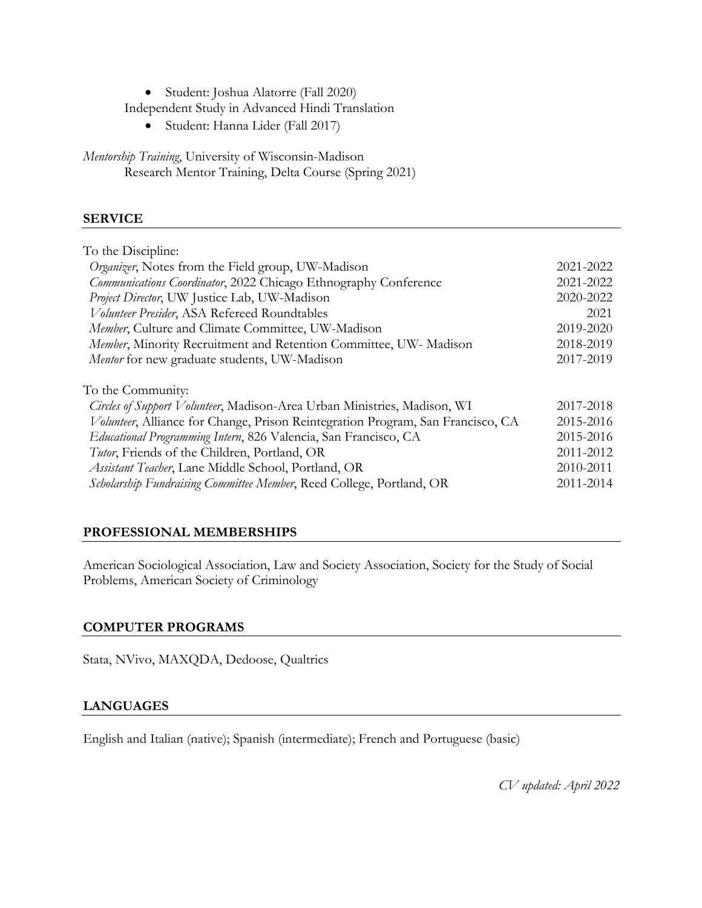- Student: Joshua Alatorre (Fall 2020)

Independent Study in Advanced Hindi Translation

- Student: Hanna Lider (Fall 2017)

*Mentorship Training*, University of Wisconsin-Madison
Research Mentor Training, Delta Course (Spring 2021)

## SERVICE

To the Discipline:

| | |
|---|---|
| *Organizer*, Notes from the Field group, UW-Madison | 2021-2022 |
| *Communications Coordinator*, 2022 Chicago Ethnography Conference | 2021-2022 |
| *Project Director*, UW Justice Lab, UW-Madison | 2020-2022 |
| *Volunteer Presider*, ASA Refereed Roundtables | 2021 |
| *Member*, Culture and Climate Committee, UW-Madison | 2019-2020 |
| *Member*, Minority Recruitment and Retention Committee, UW- Madison | 2018-2019 |
| *Mentor* for new graduate students, UW-Madison | 2017-2019 |

To the Community:

| | |
|---|---|
| *Circles of Support Volunteer*, Madison-Area Urban Ministries, Madison, WI | 2017-2018 |
| *Volunteer*, Alliance for Change, Prison Reintegration Program, San Francisco, CA | 2015-2016 |
| *Educational Programming Intern*, 826 Valencia, San Francisco, CA | 2015-2016 |
| *Tutor*, Friends of the Children, Portland, OR | 2011-2012 |
| *Assistant Teacher*, Lane Middle School, Portland, OR | 2010-2011 |
| *Scholarship Fundraising Committee Member*, Reed College, Portland, OR | 2011-2014 |

## PROFESSIONAL MEMBERSHIPS

American Sociological Association, Law and Society Association, Society for the Study of Social Problems, American Society of Criminology

## COMPUTER PROGRAMS

Stata, NVivo, MAXQDA, Dedoose, Qualtrics

## LANGUAGES

English and Italian (native); Spanish (intermediate); French and Portuguese (basic)

*CV updated: April 2022*